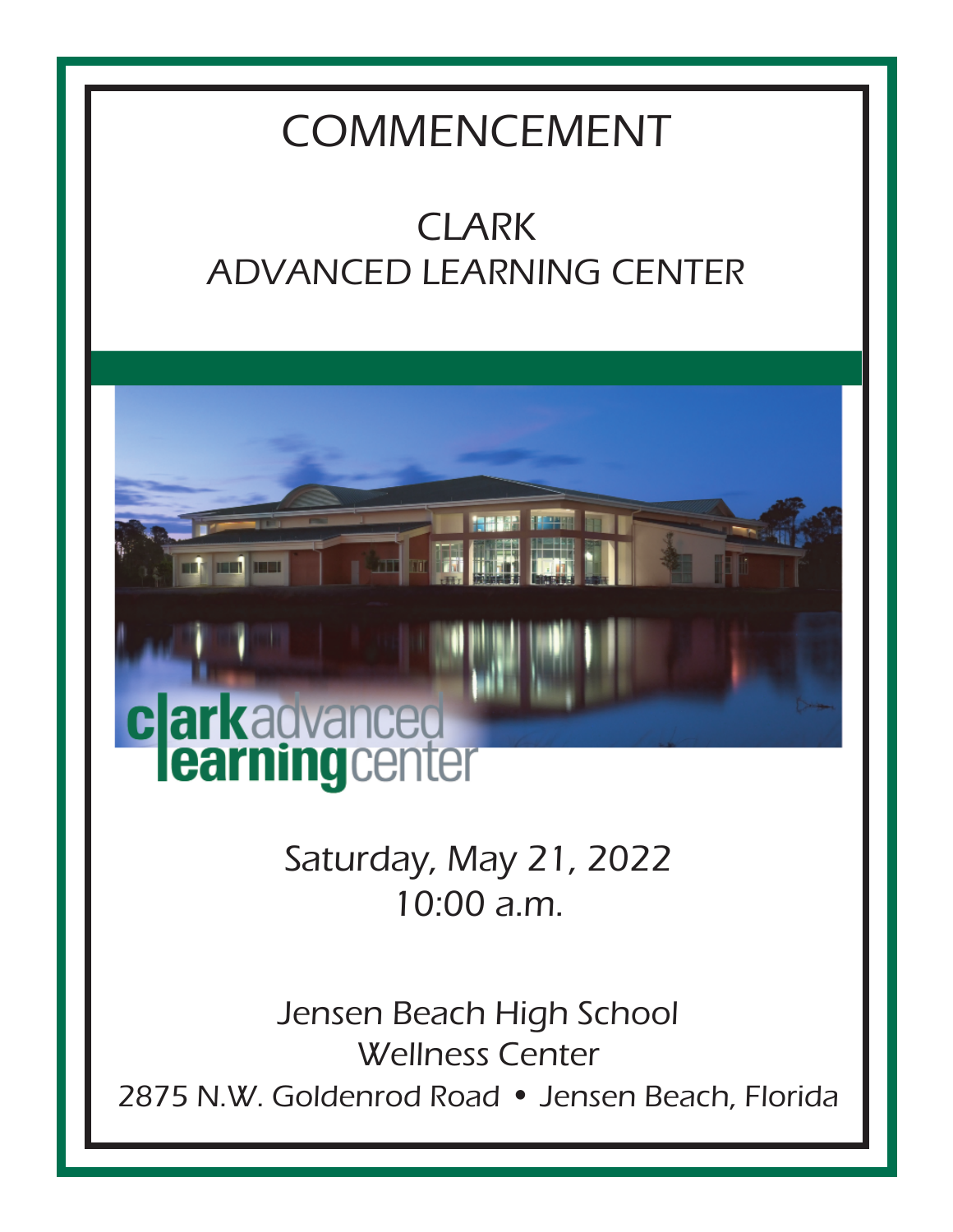# COMMENCEMENT

## CLARK
## ADVANCED LEARNING CENTER

clarkadvanced
learningcenter

Saturday, May 21, 2022
10:00 a.m.

Jensen Beach High School
Wellness Center
2875 N.W. Goldenrod Road • Jensen Beach, Florida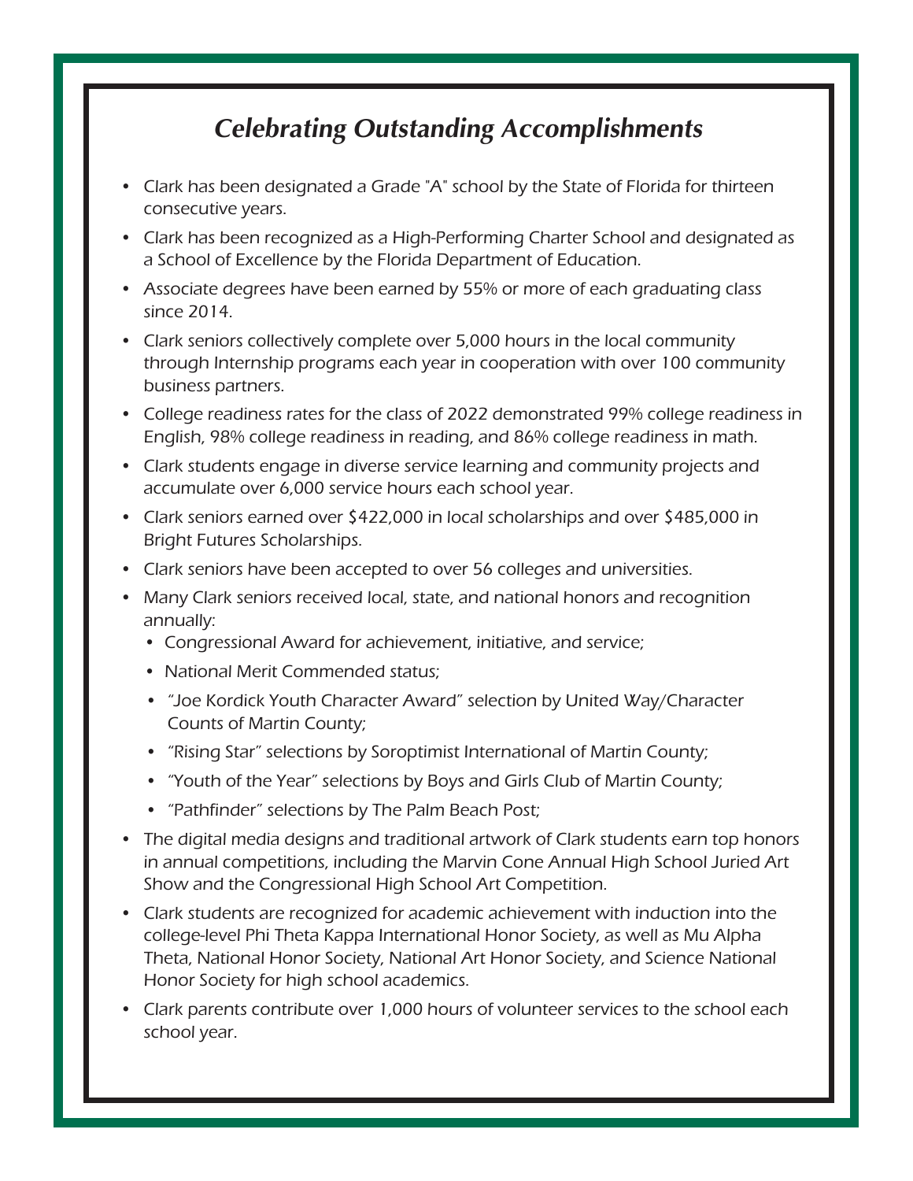## *Celebrating Outstanding Accomplishments*

- Clark has been designated a Grade "A" school by the State of Florida for thirteen consecutive years.
- Clark has been recognized as a High-Performing Charter School and designated as a School of Excellence by the Florida Department of Education.
- Associate degrees have been earned by 55% or more of each graduating class since 2014.
- Clark seniors collectively complete over 5,000 hours in the local community through Internship programs each year in cooperation with over 100 community business partners.
- College readiness rates for the class of 2022 demonstrated 99% college readiness in English, 98% college readiness in reading, and 86% college readiness in math.
- Clark students engage in diverse service learning and community projects and accumulate over 6,000 service hours each school year.
- Clark seniors earned over $422,000 in local scholarships and over $485,000 in Bright Futures Scholarships.
- Clark seniors have been accepted to over 56 colleges and universities.
- Many Clark seniors received local, state, and national honors and recognition annually:
  - Congressional Award for achievement, initiative, and service;
  - National Merit Commended status;
  - "Joe Kordick Youth Character Award" selection by United Way/Character Counts of Martin County;
  - "Rising Star" selections by Soroptimist International of Martin County;
  - "Youth of the Year" selections by Boys and Girls Club of Martin County;
  - "Pathfinder" selections by The Palm Beach Post;
- The digital media designs and traditional artwork of Clark students earn top honors in annual competitions, including the Marvin Cone Annual High School Juried Art Show and the Congressional High School Art Competition.
- Clark students are recognized for academic achievement with induction into the college-level Phi Theta Kappa International Honor Society, as well as Mu Alpha Theta, National Honor Society, National Art Honor Society, and Science National Honor Society for high school academics.
- Clark parents contribute over 1,000 hours of volunteer services to the school each school year.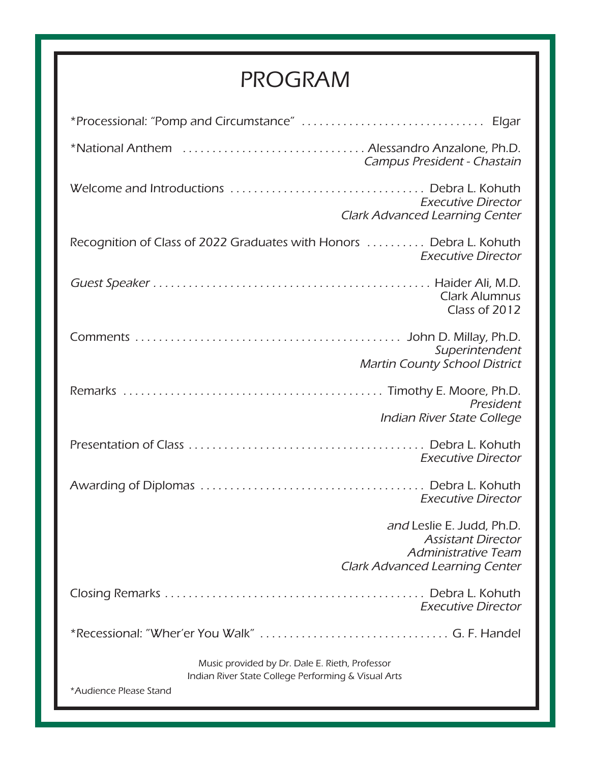# PROGRAM

*Processional: "Pomp and Circumstance" . . . . . . . . . . . . . . . . . . . . . . . . . . . . . . Elgar

*National Anthem . . . . . . . . . . . . . . . . . . . . . . . . . . . . . . Alessandro Anzalone, Ph.D.
*Campus President - Chastain*

Welcome and Introductions . . . . . . . . . . . . . . . . . . . . . . . . . . . . . . . . . Debra L. Kohuth
*Executive Director*
*Clark Advanced Learning Center*

Recognition of Class of 2022 Graduates with Honors . . . . . . . . . . Debra L. Kohuth
*Executive Director*

*Guest Speaker* . . . . . . . . . . . . . . . . . . . . . . . . . . . . . . . . . . . . . . . . . . . . . . . Haider Ali, M.D.
Clark Alumnus
Class of 2012

Comments . . . . . . . . . . . . . . . . . . . . . . . . . . . . . . . . . . . . . . . . . . . . . John D. Millay, Ph.D.
*Superintendent*
*Martin County School District*

Remarks . . . . . . . . . . . . . . . . . . . . . . . . . . . . . . . . . . . . . . . . . . . Timothy E. Moore, Ph.D.
*President*
*Indian River State College*

Presentation of Class . . . . . . . . . . . . . . . . . . . . . . . . . . . . . . . . . . . . . . . . Debra L. Kohuth
*Executive Director*

Awarding of Diplomas . . . . . . . . . . . . . . . . . . . . . . . . . . . . . . . . . . . . . . Debra L. Kohuth
*Executive Director*

*and* Leslie E. Judd, Ph.D.
*Assistant Director*
*Administrative Team*
*Clark Advanced Learning Center*

Closing Remarks . . . . . . . . . . . . . . . . . . . . . . . . . . . . . . . . . . . . . . . . . . . . Debra L. Kohuth
*Executive Director*

*Recessional: "Wher'er You Walk" . . . . . . . . . . . . . . . . . . . . . . . . . . . . . . . . G. F. Handel

Music provided by Dr. Dale E. Rieth, Professor
Indian River State College Performing & Visual Arts

*Audience Please Stand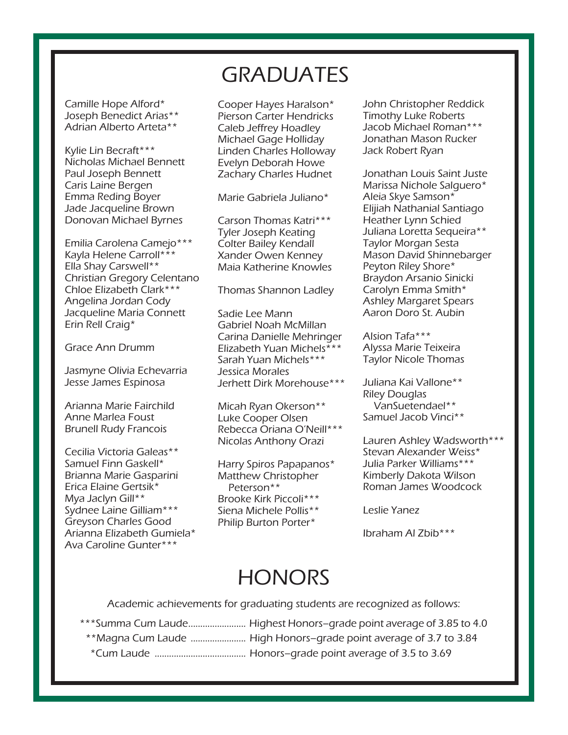# GRADUATES

Camille Hope Alford*
Joseph Benedict Arias**
Adrian Alberto Arteta**

Kylie Lin Becraft***
Nicholas Michael Bennett
Paul Joseph Bennett
Caris Laine Bergen
Emma Reding Boyer
Jade Jacqueline Brown
Donovan Michael Byrnes

Emilia Carolena Camejo***
Kayla Helene Carroll***
Ella Shay Carswell**
Christian Gregory Celentano
Chloe Elizabeth Clark***
Angelina Jordan Cody
Jacqueline Maria Connett
Erin Rell Craig*

Grace Ann Drumm

Jasmyne Olivia Echevarria
Jesse James Espinosa

Arianna Marie Fairchild
Anne Marlea Foust
Brunell Rudy Francois

Cecilia Victoria Galeas**
Samuel Finn Gaskell*
Brianna Marie Gasparini
Erica Elaine Gertsik*
Mya Jaclyn Gill**
Sydnee Laine Gilliam***
Greyson Charles Good
Arianna Elizabeth Gumiela*
Ava Caroline Gunter***

Cooper Hayes Haralson*
Pierson Carter Hendricks
Caleb Jeffrey Hoadley
Michael Gage Holliday
Linden Charles Holloway
Evelyn Deborah Howe
Zachary Charles Hudnet

Marie Gabriela Juliano*

Carson Thomas Katri***
Tyler Joseph Keating
Colter Bailey Kendall
Xander Owen Kenney
Maia Katherine Knowles

Thomas Shannon Ladley

Sadie Lee Mann
Gabriel Noah McMillan
Carina Danielle Mehringer
Elizabeth Yuan Michels***
Sarah Yuan Michels***
Jessica Morales
Jerhett Dirk Morehouse***

Micah Ryan Okerson**
Luke Cooper Olsen
Rebecca Oriana O'Neill***
Nicolas Anthony Orazi

Harry Spiros Papapanos*
Matthew Christopher Peterson**
Brooke Kirk Piccoli***
Siena Michele Pollis**
Philip Burton Porter*

John Christopher Reddick
Timothy Luke Roberts
Jacob Michael Roman***
Jonathan Mason Rucker
Jack Robert Ryan

Jonathan Louis Saint Juste
Marissa Nichole Salguero*
Aleia Skye Samson*
Elijiah Nathanial Santiago
Heather Lynn Schied
Juliana Loretta Sequeira**
Taylor Morgan Sesta
Mason David Shinnebarger
Peyton Riley Shore*
Braydon Arsanio Sinicki
Carolyn Emma Smith*
Ashley Margaret Spears
Aaron Doro St. Aubin

Alsion Tafa***
Alyssa Marie Teixeira
Taylor Nicole Thomas

Juliana Kai Vallone**
Riley Douglas VanSuetendael**
Samuel Jacob Vinci**

Lauren Ashley Wadsworth***
Stevan Alexander Weiss*
Julia Parker Williams***
Kimberly Dakota Wilson
Roman James Woodcock

Leslie Yanez

Ibraham Al Zbib***

# HONORS

Academic achievements for graduating students are recognized as follows:

***Summa Cum Laude........................ Highest Honors–grade point average of 3.85 to 4.0
**Magna Cum Laude ....................... High Honors–grade point average of 3.7 to 3.84
*Cum Laude ..................................... Honors–grade point average of 3.5 to 3.69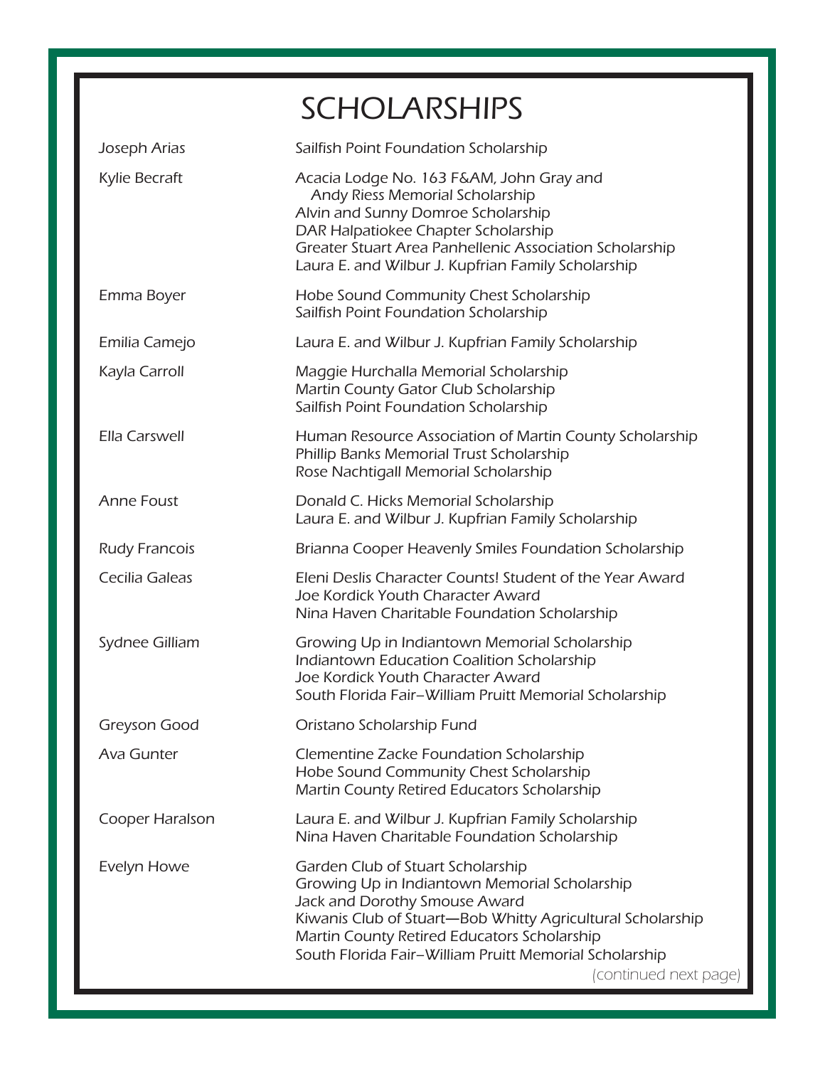# SCHOLARSHIPS

| | |
|---|---|
| Joseph Arias | Sailfish Point Foundation Scholarship |
| Kylie Becraft | Acacia Lodge No. 163 F&AM, John Gray and Andy Riess Memorial Scholarship<br>Alvin and Sunny Domroe Scholarship<br>DAR Halpatiokee Chapter Scholarship<br>Greater Stuart Area Panhellenic Association Scholarship<br>Laura E. and Wilbur J. Kupfrian Family Scholarship |
| Emma Boyer | Hobe Sound Community Chest Scholarship<br>Sailfish Point Foundation Scholarship |
| Emilia Camejo | Laura E. and Wilbur J. Kupfrian Family Scholarship |
| Kayla Carroll | Maggie Hurchalla Memorial Scholarship<br>Martin County Gator Club Scholarship<br>Sailfish Point Foundation Scholarship |
| Ella Carswell | Human Resource Association of Martin County Scholarship<br>Phillip Banks Memorial Trust Scholarship<br>Rose Nachtigall Memorial Scholarship |
| Anne Foust | Donald C. Hicks Memorial Scholarship<br>Laura E. and Wilbur J. Kupfrian Family Scholarship |
| Rudy Francois | Brianna Cooper Heavenly Smiles Foundation Scholarship |
| Cecilia Galeas | Eleni Deslis Character Counts! Student of the Year Award<br>Joe Kordick Youth Character Award<br>Nina Haven Charitable Foundation Scholarship |
| Sydnee Gilliam | Growing Up in Indiantown Memorial Scholarship<br>Indiantown Education Coalition Scholarship<br>Joe Kordick Youth Character Award<br>South Florida Fair–William Pruitt Memorial Scholarship |
| Greyson Good | Oristano Scholarship Fund |
| Ava Gunter | Clementine Zacke Foundation Scholarship<br>Hobe Sound Community Chest Scholarship<br>Martin County Retired Educators Scholarship |
| Cooper Haralson | Laura E. and Wilbur J. Kupfrian Family Scholarship<br>Nina Haven Charitable Foundation Scholarship |
| Evelyn Howe | Garden Club of Stuart Scholarship<br>Growing Up in Indiantown Memorial Scholarship<br>Jack and Dorothy Smouse Award<br>Kiwanis Club of Stuart—Bob Whitty Agricultural Scholarship<br>Martin County Retired Educators Scholarship<br>South Florida Fair–William Pruitt Memorial Scholarship |

(continued next page)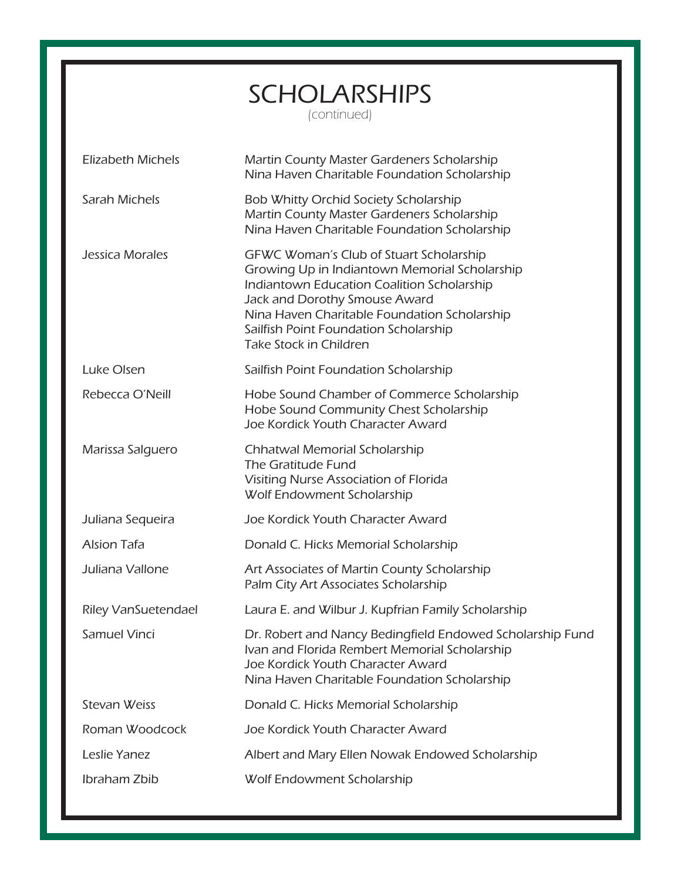# SCHOLARSHIPS

*(continued)*

| | |
|---|---|
| Elizabeth Michels | Martin County Master Gardeners Scholarship<br>Nina Haven Charitable Foundation Scholarship |
| Sarah Michels | Bob Whitty Orchid Society Scholarship<br>Martin County Master Gardeners Scholarship<br>Nina Haven Charitable Foundation Scholarship |
| Jessica Morales | GFWC Woman's Club of Stuart Scholarship<br>Growing Up in Indiantown Memorial Scholarship<br>Indiantown Education Coalition Scholarship<br>Jack and Dorothy Smouse Award<br>Nina Haven Charitable Foundation Scholarship<br>Sailfish Point Foundation Scholarship<br>Take Stock in Children |
| Luke Olsen | Sailfish Point Foundation Scholarship |
| Rebecca O'Neill | Hobe Sound Chamber of Commerce Scholarship<br>Hobe Sound Community Chest Scholarship<br>Joe Kordick Youth Character Award |
| Marissa Salguero | Chhatwal Memorial Scholarship<br>The Gratitude Fund<br>Visiting Nurse Association of Florida<br>Wolf Endowment Scholarship |
| Juliana Sequeira | Joe Kordick Youth Character Award |
| Alsion Tafa | Donald C. Hicks Memorial Scholarship |
| Juliana Vallone | Art Associates of Martin County Scholarship<br>Palm City Art Associates Scholarship |
| Riley VanSuetendael | Laura E. and Wilbur J. Kupfrian Family Scholarship |
| Samuel Vinci | Dr. Robert and Nancy Bedingfield Endowed Scholarship Fund<br>Ivan and Florida Rembert Memorial Scholarship<br>Joe Kordick Youth Character Award<br>Nina Haven Charitable Foundation Scholarship |
| Stevan Weiss | Donald C. Hicks Memorial Scholarship |
| Roman Woodcock | Joe Kordick Youth Character Award |
| Leslie Yanez | Albert and Mary Ellen Nowak Endowed Scholarship |
| Ibraham Zbib | Wolf Endowment Scholarship |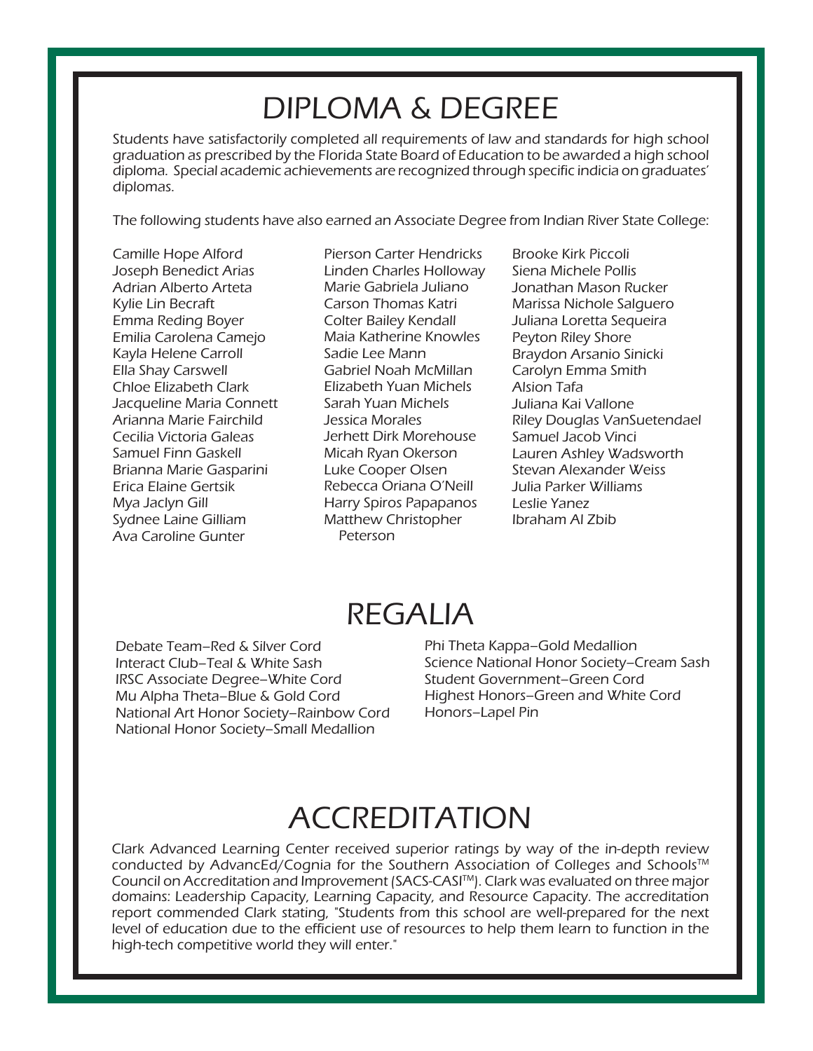# DIPLOMA & DEGREE

Students have satisfactorily completed all requirements of law and standards for high school graduation as prescribed by the Florida State Board of Education to be awarded a high school diploma. Special academic achievements are recognized through specific indicia on graduates' diplomas.

The following students have also earned an Associate Degree from Indian River State College:

Camille Hope Alford
Joseph Benedict Arias
Adrian Alberto Arteta
Kylie Lin Becraft
Emma Reding Boyer
Emilia Carolena Camejo
Kayla Helene Carroll
Ella Shay Carswell
Chloe Elizabeth Clark
Jacqueline Maria Connett
Arianna Marie Fairchild
Cecilia Victoria Galeas
Samuel Finn Gaskell
Brianna Marie Gasparini
Erica Elaine Gertsik
Mya Jaclyn Gill
Sydnee Laine Gilliam
Ava Caroline Gunter
Pierson Carter Hendricks
Linden Charles Holloway
Marie Gabriela Juliano
Carson Thomas Katri
Colter Bailey Kendall
Maia Katherine Knowles
Sadie Lee Mann
Gabriel Noah McMillan
Elizabeth Yuan Michels
Sarah Yuan Michels
Jessica Morales
Jerhett Dirk Morehouse
Micah Ryan Okerson
Luke Cooper Olsen
Rebecca Oriana O'Neill
Harry Spiros Papapanos
Matthew Christopher Peterson
Brooke Kirk Piccoli
Siena Michele Pollis
Jonathan Mason Rucker
Marissa Nichole Salguero
Juliana Loretta Sequeira
Peyton Riley Shore
Braydon Arsanio Sinicki
Carolyn Emma Smith
Alsion Tafa
Juliana Kai Vallone
Riley Douglas VanSuetendael
Samuel Jacob Vinci
Lauren Ashley Wadsworth
Stevan Alexander Weiss
Julia Parker Williams
Leslie Yanez
Ibraham Al Zbib

# REGALIA

Debate Team–Red & Silver Cord
Interact Club–Teal & White Sash
IRSC Associate Degree–White Cord
Mu Alpha Theta–Blue & Gold Cord
National Art Honor Society–Rainbow Cord
National Honor Society–Small Medallion
Phi Theta Kappa–Gold Medallion
Science National Honor Society–Cream Sash
Student Government–Green Cord
Highest Honors–Green and White Cord
Honors–Lapel Pin

# ACCREDITATION

Clark Advanced Learning Center received superior ratings by way of the in-depth review conducted by AdvancEd/Cognia for the Southern Association of Colleges and Schools™ Council on Accreditation and Improvement (SACS-CASI™). Clark was evaluated on three major domains: Leadership Capacity, Learning Capacity, and Resource Capacity. The accreditation report commended Clark stating, "Students from this school are well-prepared for the next level of education due to the efficient use of resources to help them learn to function in the high-tech competitive world they will enter."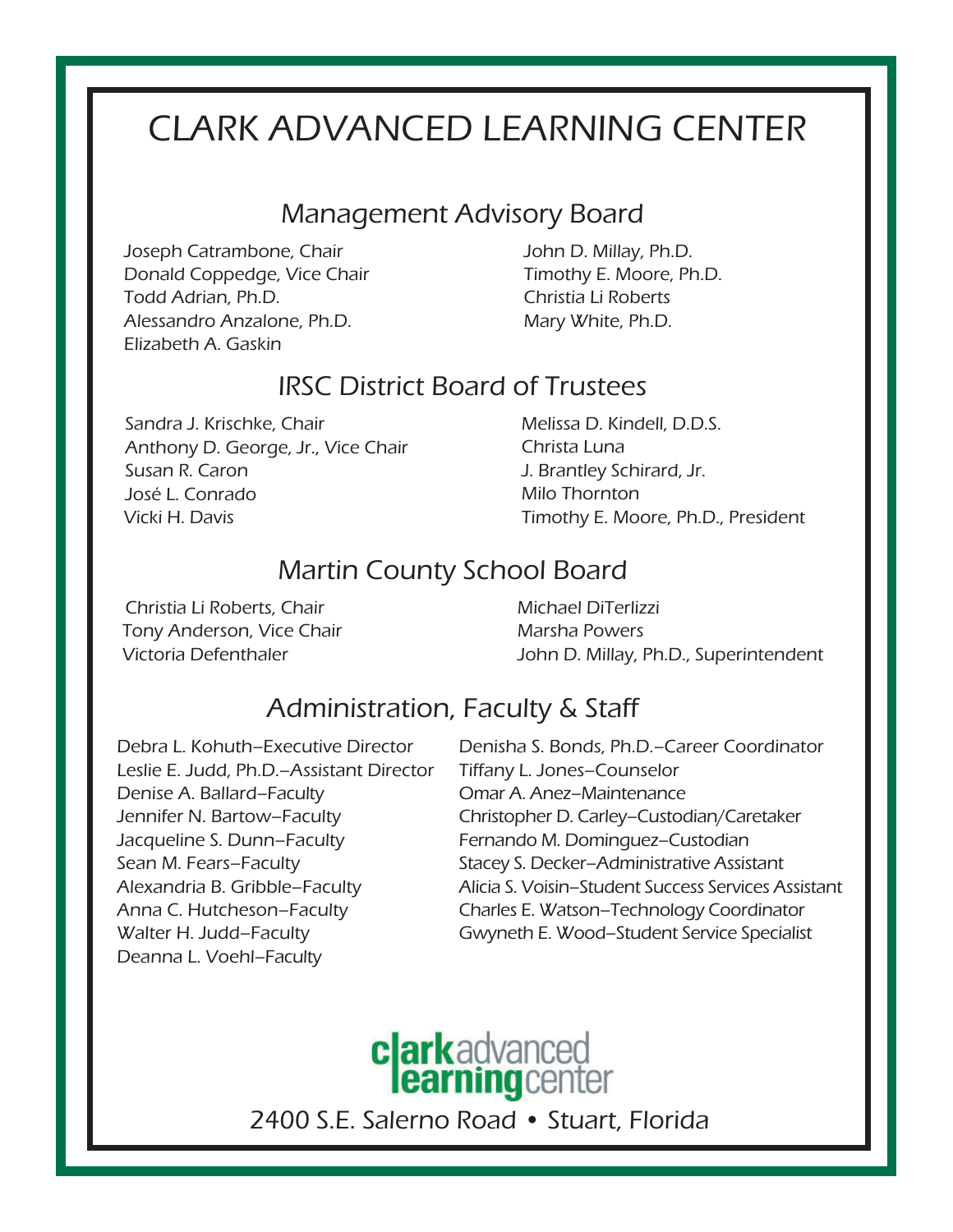# CLARK ADVANCED LEARNING CENTER

## Management Advisory Board

Joseph Catrambone, Chair
Donald Coppedge, Vice Chair
Todd Adrian, Ph.D.
Alessandro Anzalone, Ph.D.
Elizabeth A. Gaskin
John D. Millay, Ph.D.
Timothy E. Moore, Ph.D.
Christia Li Roberts
Mary White, Ph.D.

## IRSC District Board of Trustees

Sandra J. Krischke, Chair
Anthony D. George, Jr., Vice Chair
Susan R. Caron
José L. Conrado
Vicki H. Davis
Melissa D. Kindell, D.D.S.
Christa Luna
J. Brantley Schirard, Jr.
Milo Thornton
Timothy E. Moore, Ph.D., President

## Martin County School Board

Christia Li Roberts, Chair
Tony Anderson, Vice Chair
Victoria Defenthaler
Michael DiTerlizzi
Marsha Powers
John D. Millay, Ph.D., Superintendent

## Administration, Faculty & Staff

Debra L. Kohuth–Executive Director
Leslie E. Judd, Ph.D.–Assistant Director
Denise A. Ballard–Faculty
Jennifer N. Bartow–Faculty
Jacqueline S. Dunn–Faculty
Sean M. Fears–Faculty
Alexandria B. Gribble–Faculty
Anna C. Hutcheson–Faculty
Walter H. Judd–Faculty
Deanna L. Voehl–Faculty
Denisha S. Bonds, Ph.D.–Career Coordinator
Tiffany L. Jones–Counselor
Omar A. Anez–Maintenance
Christopher D. Carley–Custodian/Caretaker
Fernando M. Dominguez–Custodian
Stacey S. Decker–Administrative Assistant
Alicia S. Voisin–Student Success Services Assistant
Charles E. Watson–Technology Coordinator
Gwyneth E. Wood–Student Service Specialist

clark advanced learning center

2400 S.E. Salerno Road • Stuart, Florida